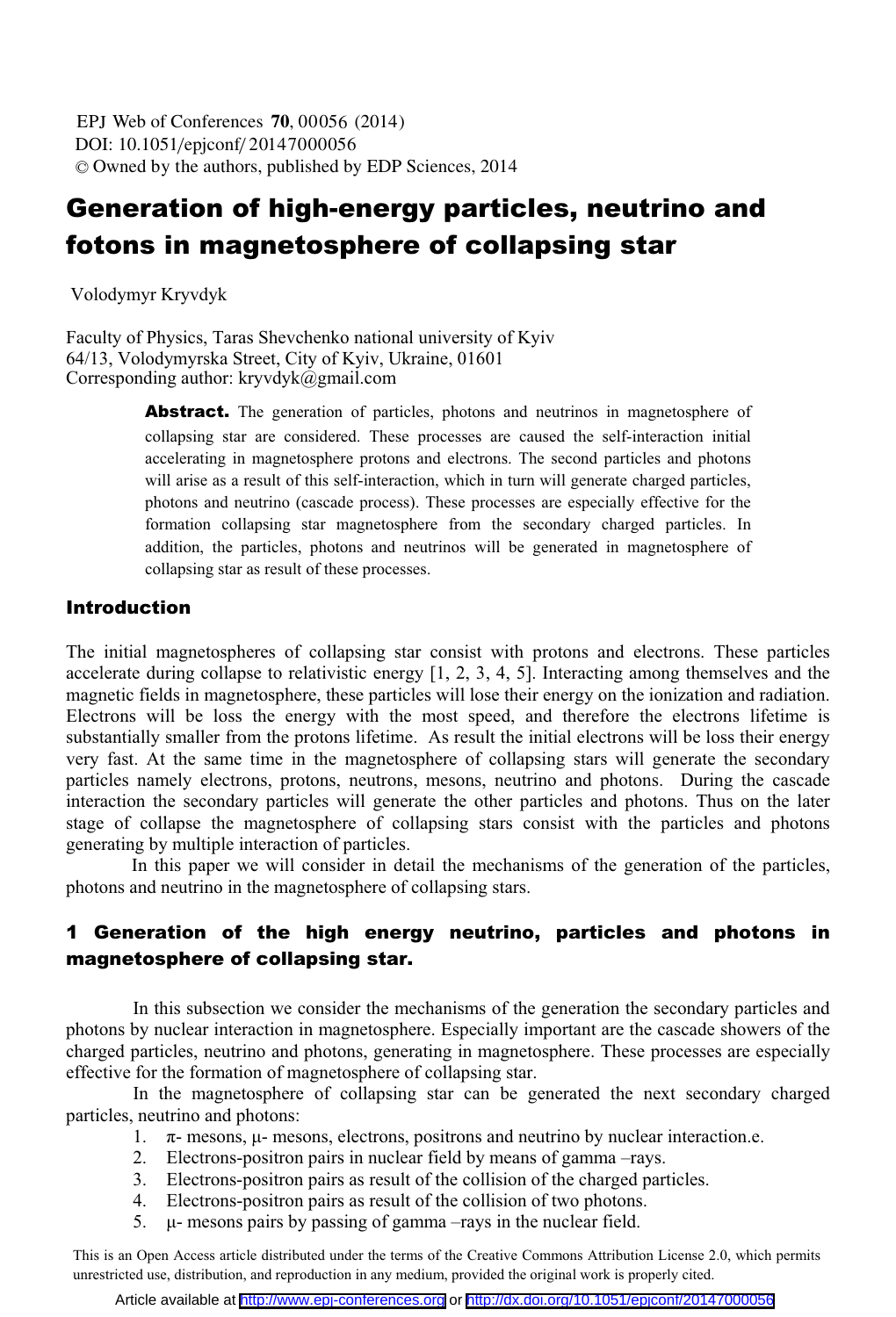# Generation of high-energy particles, neutrino and fotons in magnetosphere of collapsing star

Volodymyr Kryvdyk

Faculty of Physics, Taras Shevchenko national university of Kyiv
64/13, Volodymyrska Street, City of Kyiv, Ukraine, 01601
Corresponding author: kryvdyk@gmail.com

**Abstract.** The generation of particles, photons and neutrinos in magnetosphere of collapsing star are considered. These processes are caused the self-interaction initial accelerating in magnetosphere protons and electrons. The second particles and photons will arise as a result of this self-interaction, which in turn will generate charged particles, photons and neutrino (cascade process). These processes are especially effective for the formation collapsing star magnetosphere from the secondary charged particles. In addition, the particles, photons and neutrinos will be generated in magnetosphere of collapsing star as result of these processes.

## Introduction

The initial magnetospheres of collapsing star consist with protons and electrons. These particles accelerate during collapse to relativistic energy [1, 2, 3, 4, 5]. Interacting among themselves and the magnetic fields in magnetosphere, these particles will lose their energy on the ionization and radiation. Electrons will be loss the energy with the most speed, and therefore the electrons lifetime is substantially smaller from the protons lifetime. As result the initial electrons will be loss their energy very fast. At the same time in the magnetosphere of collapsing stars will generate the secondary particles namely electrons, protons, neutrons, mesons, neutrino and photons. During the cascade interaction the secondary particles will generate the other particles and photons. Thus on the later stage of collapse the magnetosphere of collapsing stars consist with the particles and photons generating by multiple interaction of particles.

In this paper we will consider in detail the mechanisms of the generation of the particles, photons and neutrino in the magnetosphere of collapsing stars.

## 1 Generation of the high energy neutrino, particles and photons in magnetosphere of collapsing star.

In this subsection we consider the mechanisms of the generation the secondary particles and photons by nuclear interaction in magnetosphere. Especially important are the cascade showers of the charged particles, neutrino and photons, generating in magnetosphere. These processes are especially effective for the formation of magnetosphere of collapsing star.

In the magnetosphere of collapsing star can be generated the next secondary charged particles, neutrino and photons:

1. π- mesons, μ- mesons, electrons, positrons and neutrino by nuclear interaction.e.
2. Electrons-positron pairs in nuclear field by means of gamma –rays.
3. Electrons-positron pairs as result of the collision of the charged particles.
4. Electrons-positron pairs as result of the collision of two photons.
5. μ- mesons pairs by passing of gamma –rays in the nuclear field.

This is an Open Access article distributed under the terms of the Creative Commons Attribution License 2.0, which permits unrestricted use, distribution, and reproduction in any medium, provided the original work is properly cited.

Article available at http://www.epj-conferences.org or http://dx.doi.org/10.1051/epjconf/20147000056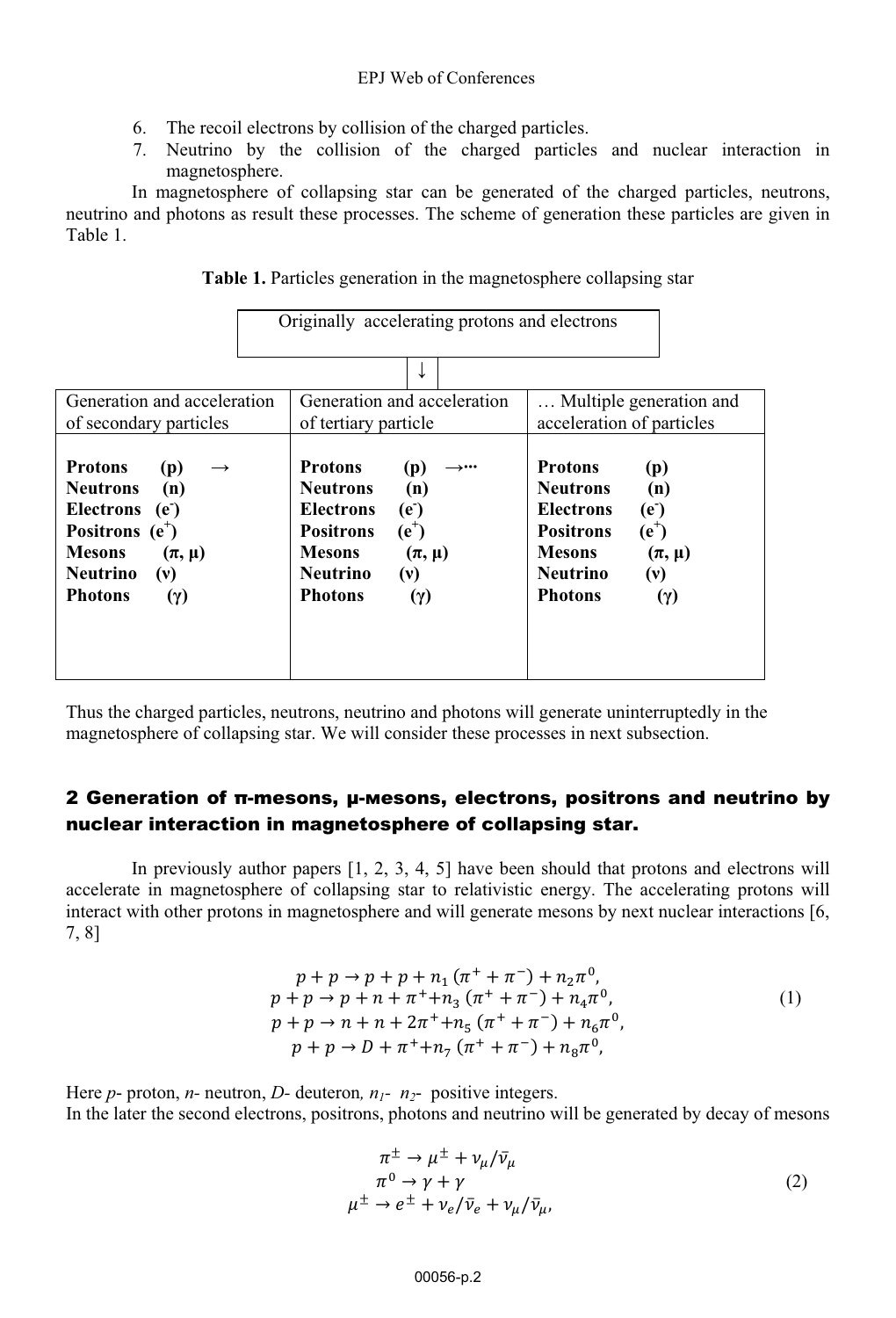6. The recoil electrons by collision of the charged particles.
7. Neutrino by the collision of the charged particles and nuclear interaction in magnetosphere.

In magnetosphere of collapsing star can be generated of the charged particles, neutrons, neutrino and photons as result these processes. The scheme of generation these particles are given in Table 1.

**Table 1.** Particles generation in the magnetosphere collapsing star

Originally accelerating protons and electrons

↓

| Generation and acceleration of secondary particles | Generation and acceleration of tertiary particle | … Multiple generation and acceleration of particles |
|---|---|---|
| **Protons (p)** → | **Protons (p)** →··· | **Protons (p)** |
| **Neutrons (n)** | **Neutrons (n)** | **Neutrons (n)** |
| **Electrons ($e^-$)** | **Electrons ($e^-$)** | **Electrons ($e^-$)** |
| **Positrons ($e^+$)** | **Positrons ($e^+$)** | **Positrons ($e^+$)** |
| **Mesons (π, μ)** | **Mesons (π, μ)** | **Mesons (π, μ)** |
| **Neutrino (ν)** | **Neutrino (ν)** | **Neutrino (ν)** |
| **Photons (γ)** | **Photons (γ)** | **Photons (γ)** |

Thus the charged particles, neutrons, neutrino and photons will generate uninterruptedly in the magnetosphere of collapsing star. We will consider these processes in next subsection.

## 2 Generation of π-mesons, μ-мesons, electrons, positrons and neutrino by nuclear interaction in magnetosphere of collapsing star.

In previously author papers [1, 2, 3, 4, 5] have been should that protons and electrons will accelerate in magnetosphere of collapsing star to relativistic energy. The accelerating protons will interact with other protons in magnetosphere and will generate mesons by next nuclear interactions [6, 7, 8]

$$
\begin{aligned}
p + p &\to p + p + n_1(\pi^+ + \pi^-) + n_2\pi^0, \\
p + p &\to p + n + \pi^+ + n_3(\pi^+ + \pi^-) + n_4\pi^0, \\
p + p &\to n + n + 2\pi^+ + n_5(\pi^+ + \pi^-) + n_6\pi^0, \\
p + p &\to D + \pi^+ + n_7(\pi^+ + \pi^-) + n_8\pi^0,
\end{aligned}
\tag{1}
$$

Here *p*- proton, *n*- neutron, *D*- deuteron, $n_1$- $n_2$- positive integers.
In the later the second electrons, positrons, photons and neutrino will be generated by decay of mesons

$$
\begin{aligned}
\pi^\pm &\to \mu^\pm + \nu_\mu/\bar{\nu}_\mu \\
\pi^0 &\to \gamma + \gamma \\
\mu^\pm &\to e^\pm + \nu_e/\bar{\nu}_e + \nu_\mu/\bar{\nu}_\mu,
\end{aligned}
\tag{2}
$$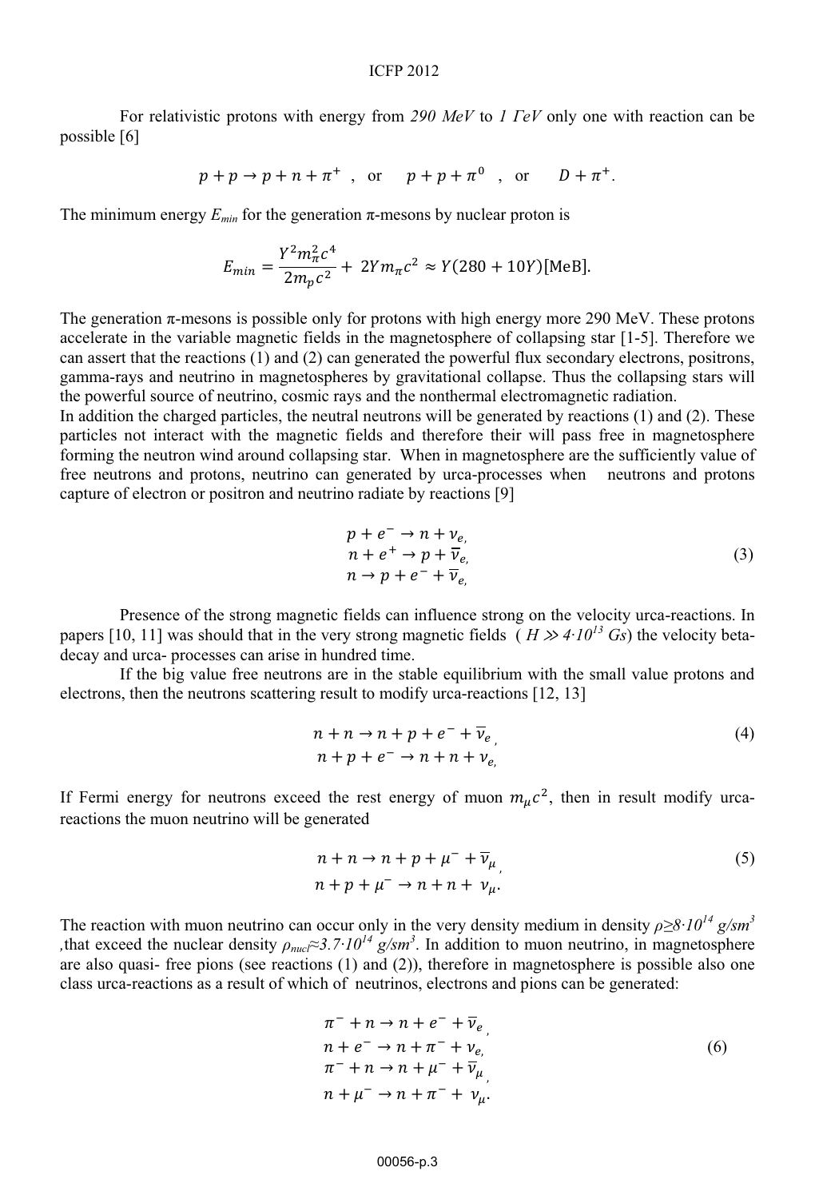For relativistic protons with energy from *290 MeV* to *1 ГeV* only one with reaction can be possible [6]

$$p + p \rightarrow p + n + \pi^{+} \ , \ \text{or} \quad p + p + \pi^{0} \ , \ \text{or} \quad D + \pi^{+}.$$

The minimum energy $E_{min}$ for the generation π-mesons by nuclear proton is

$$E_{min} = \frac{Y^2 m_\pi^2 c^4}{2 m_p c^2} + 2 Y m_\pi c^2 \approx Y(280 + 10Y)[\text{MeB}].$$

The generation π-mesons is possible only for protons with high energy more 290 MeV. These protons accelerate in the variable magnetic fields in the magnetosphere of collapsing star [1-5]. Therefore we can assert that the reactions (1) and (2) can generated the powerful flux secondary electrons, positrons, gamma-rays and neutrino in magnetospheres by gravitational collapse. Thus the collapsing stars will the powerful source of neutrino, cosmic rays and the nonthermal electromagnetic radiation.
In addition the charged particles, the neutral neutrons will be generated by reactions (1) and (2). These particles not interact with the magnetic fields and therefore their will pass free in magnetosphere forming the neutron wind around collapsing star. When in magnetosphere are the sufficiently value of free neutrons and protons, neutrino can generated by urca-processes when neutrons and protons capture of electron or positron and neutrino radiate by reactions [9]

$$\begin{aligned} &p + e^{-} \rightarrow n + \nu_{e}, \\ &n + e^{+} \rightarrow p + \overline{\nu}_{e}, \\ &n \rightarrow p + e^{-} + \overline{\nu}_{e}, \end{aligned} \tag{3}$$

Presence of the strong magnetic fields can influence strong on the velocity urca-reactions. In papers [10, 11] was should that in the very strong magnetic fields ( $H \gg 4\cdot10^{13}$ $Gs$) the velocity beta-decay and urca- processes can arise in hundred time.

If the big value free neutrons are in the stable equilibrium with the small value protons and electrons, then the neutrons scattering result to modify urca-reactions [12, 13]

$$\begin{aligned} &n + n \rightarrow n + p + e^{-} + \overline{\nu}_{e}, \\ &n + p + e^{-} \rightarrow n + n + \nu_{e}, \end{aligned} \tag{4}$$

If Fermi energy for neutrons exceed the rest energy of muon $m_\mu c^2$, then in result modify urca-reactions the muon neutrino will be generated

$$\begin{aligned} &n + n \rightarrow n + p + \mu^{-} + \overline{\nu}_{\mu}, \\ &n + p + \mu^{-} \rightarrow n + n + \nu_{\mu}. \end{aligned} \tag{5}$$

The reaction with muon neutrino can occur only in the very density medium in density $\rho \geq 8\cdot10^{14}$ $g/sm^3$ ,that exceed the nuclear density $\rho_{nucl} \approx 3.7\cdot10^{14}$ $g/sm^3$. In addition to muon neutrino, in magnetosphere are also quasi- free pions (see reactions (1) and (2)), therefore in magnetosphere is possible also one class urca-reactions as a result of which of neutrinos, electrons and pions can be generated:

$$\begin{aligned} &\pi^{-} + n \rightarrow n + e^{-} + \overline{\nu}_{e}, \\ &n + e^{-} \rightarrow n + \pi^{-} + \nu_{e}, \\ &\pi^{-} + n \rightarrow n + \mu^{-} + \overline{\nu}_{\mu}, \\ &n + \mu^{-} \rightarrow n + \pi^{-} + \nu_{\mu}. \end{aligned} \tag{6}$$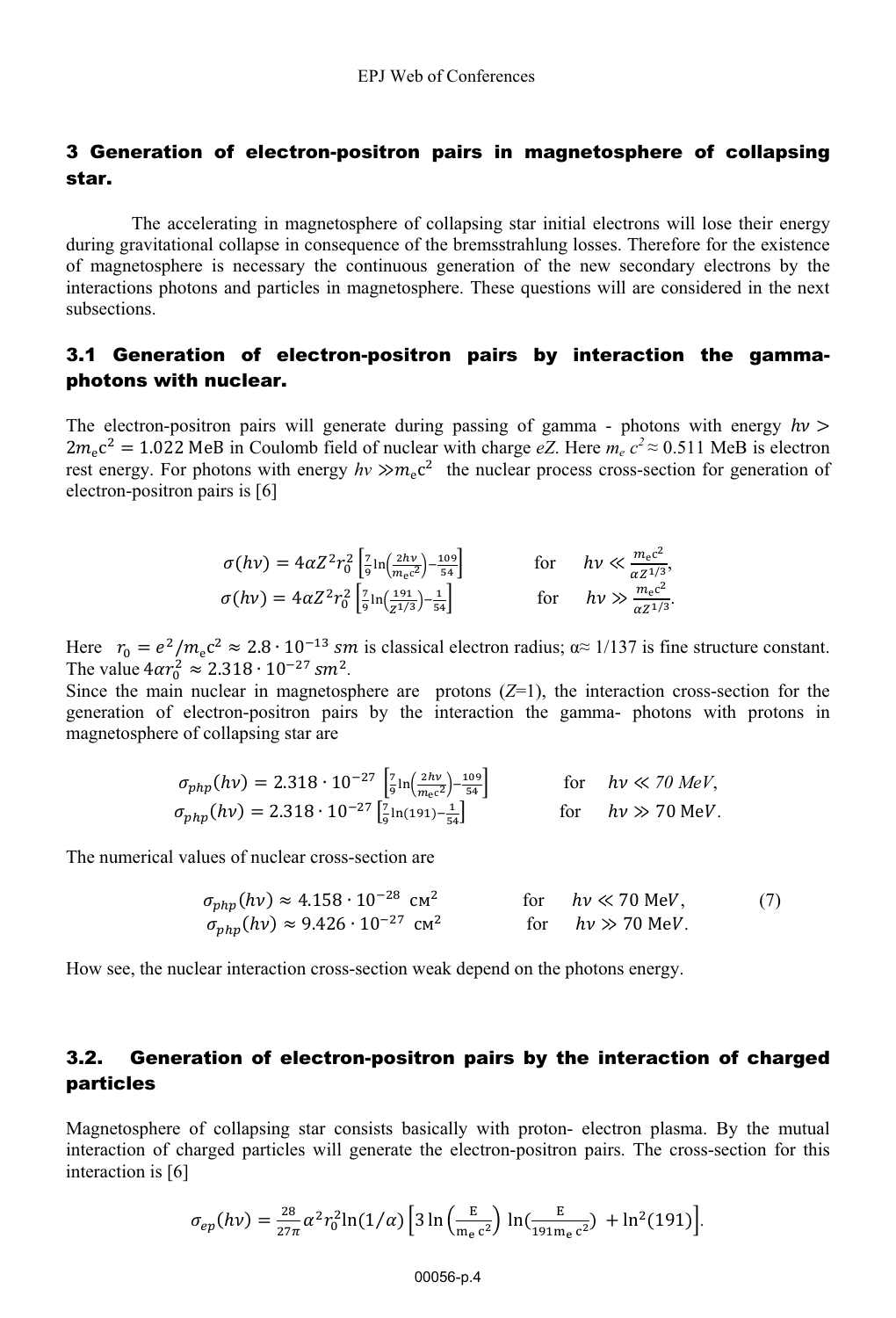## 3 Generation of electron-positron pairs in magnetosphere of collapsing star.

The accelerating in magnetosphere of collapsing star initial electrons will lose their energy during gravitational collapse in consequence of the bremsstrahlung losses. Therefore for the existence of magnetosphere is necessary the continuous generation of the new secondary electrons by the interactions photons and particles in magnetosphere. These questions will are considered in the next subsections.

### 3.1 Generation of electron-positron pairs by interaction the gamma-photons with nuclear.

The electron-positron pairs will generate during passing of gamma - photons with energy $h\nu > 2m_e c^2 = 1.022$ MeB in Coulomb field of nuclear with charge $eZ$. Here $m_e c^2 \approx 0.511$ MeB is electron rest energy. For photons with energy $h\nu \gg m_e c^2$ the nuclear process cross-section for generation of electron-positron pairs is [6]

$$\sigma(h\nu) = 4\alpha Z^2 r_0^2 \left[\frac{7}{9}\ln\left(\frac{2h\nu}{m_e c^2}\right) - \frac{109}{54}\right] \qquad \text{for} \quad h\nu \ll \frac{m_e c^2}{\alpha Z^{1/3}},$$
$$\sigma(h\nu) = 4\alpha Z^2 r_0^2 \left[\frac{7}{9}\ln\left(\frac{191}{Z^{1/3}}\right) - \frac{1}{54}\right] \qquad \text{for} \quad h\nu \gg \frac{m_e c^2}{\alpha Z^{1/3}}.$$

Here $r_0 = e^2/m_e c^2 \approx 2.8 \cdot 10^{-13}\ sm$ is classical electron radius; $\alpha \approx 1/137$ is fine structure constant. The value $4\alpha r_0^2 \approx 2.318 \cdot 10^{-27}\ sm^2$.

Since the main nuclear in magnetosphere are protons ($Z$=1), the interaction cross-section for the generation of electron-positron pairs by the interaction the gamma- photons with protons in magnetosphere of collapsing star are

$$\sigma_{php}(h\nu) = 2.318 \cdot 10^{-27} \left[\frac{7}{9}\ln\left(\frac{2h\nu}{m_e c^2}\right) - \frac{109}{54}\right] \qquad \text{for} \quad h\nu \ll 70\ MeV,$$
$$\sigma_{php}(h\nu) = 2.318 \cdot 10^{-27} \left[\frac{7}{9}\ln(191) - \frac{1}{54}\right] \qquad \text{for} \quad h\nu \gg 70\ \text{MeV}.$$

The numerical values of nuclear cross-section are

$$\sigma_{php}(h\nu) \approx 4.158 \cdot 10^{-28}\ \text{см}^2 \qquad \text{for} \quad h\nu \ll 70\ \text{MeV}, \qquad (7)$$
$$\sigma_{php}(h\nu) \approx 9.426 \cdot 10^{-27}\ \text{см}^2 \qquad \text{for} \quad h\nu \gg 70\ \text{MeV}.$$

How see, the nuclear interaction cross-section weak depend on the photons energy.

### 3.2. Generation of electron-positron pairs by the interaction of charged particles

Magnetosphere of collapsing star consists basically with proton- electron plasma. By the mutual interaction of charged particles will generate the electron-positron pairs. The cross-section for this interaction is [6]

$$\sigma_{ep}(h\nu) = \frac{28}{27\pi}\alpha^2 r_0^2 \ln(1/\alpha)\left[3\ln\left(\frac{E}{m_e c^2}\right)\ln\left(\frac{E}{191 m_e c^2}\right) + \ln^2(191)\right].$$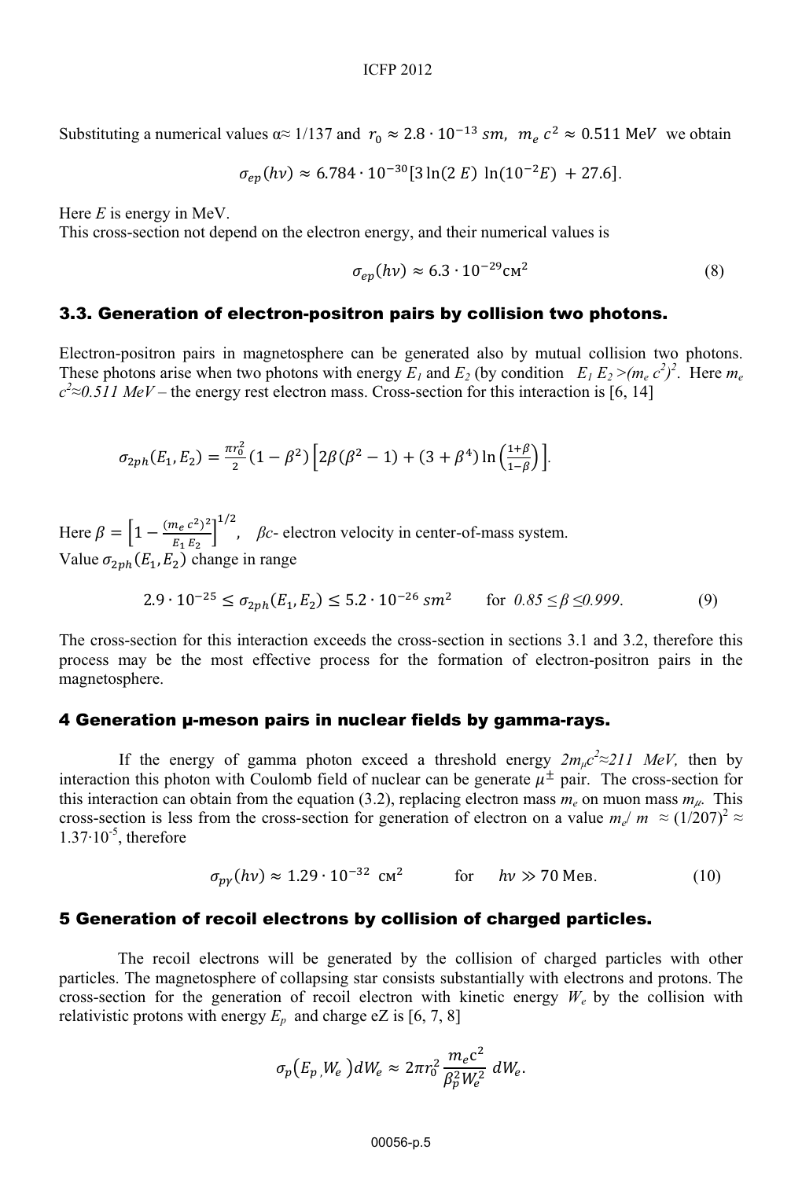Substituting a numerical values α≈ 1/137 and $r_0 \approx 2.8 \cdot 10^{-13}\ sm,\ \ m_e\, c^2 \approx 0.511$ MeV we obtain

$$\sigma_{ep}(h\nu) \approx 6.784 \cdot 10^{-30}[3 \ln(2\, E)\, \ln(10^{-2} E) + 27.6].$$

Here $E$ is energy in MeV.
This cross-section not depend on the electron energy, and their numerical values is

$$\sigma_{ep}(h\nu) \approx 6.3 \cdot 10^{-29} \text{см}^2 \tag{8}$$

### 3.3. Generation of electron-positron pairs by collision two photons.

Electron-positron pairs in magnetosphere can be generated also by mutual collision two photons. These photons arise when two photons with energy $E_1$ and $E_2$ (by condition $E_1 E_2 > (m_e c^2)^2$. Here $m_e c^2 \approx 0.511$ MeV – the energy rest electron mass. Cross-section for this interaction is [6, 14]

$$\sigma_{2ph}(E_1, E_2) = \frac{\pi r_0^2}{2}(1-\beta^2)\left[2\beta(\beta^2 - 1) + (3+\beta^4)\ln\left(\frac{1+\beta}{1-\beta}\right)\right].$$

Here $\beta = \left[1 - \frac{(m_e c^2)^2}{E_1 E_2}\right]^{1/2}$, $\beta c$- electron velocity in center-of-mass system.
Value $\sigma_{2ph}(E_1, E_2)$ change in range

$$2.9 \cdot 10^{-25} \le \sigma_{2ph}(E_1, E_2) \le 5.2 \cdot 10^{-26}\ sm^2 \qquad \text{for } 0.85 \le \beta \le 0.999. \tag{9}$$

The cross-section for this interaction exceeds the cross-section in sections 3.1 and 3.2, therefore this process may be the most effective process for the formation of electron-positron pairs in the magnetosphere.

## 4 Generation μ-meson pairs in nuclear fields by gamma-rays.

If the energy of gamma photon exceed a threshold energy $2m_\mu c^2 \approx 211$ MeV, then by interaction this photon with Coulomb field of nuclear can be generate $\mu^\pm$ pair. The cross-section for this interaction can obtain from the equation (3.2), replacing electron mass $m_e$ on muon mass $m_\mu$. This cross-section is less from the cross-section for generation of electron on a value $m_e/\ m \approx (1/207)^2 \approx 1.37 \cdot 10^{-5}$, therefore

$$\sigma_{p\gamma}(h\nu) \approx 1.29 \cdot 10^{-32}\ \text{см}^2 \qquad \text{for} \qquad h\nu \gg 70\ \text{Мев}. \tag{10}$$

## 5 Generation of recoil electrons by collision of charged particles.

The recoil electrons will be generated by the collision of charged particles with other particles. The magnetosphere of collapsing star consists substantially with electrons and protons. The cross-section for the generation of recoil electron with kinetic energy $W_e$ by the collision with relativistic protons with energy $E_p$ and charge eZ is [6, 7, 8]

$$\sigma_p(E_p, W_e)\, dW_e \approx 2\pi r_0^2 \frac{m_e c^2}{\beta_p^2 W_e^2}\, dW_e.$$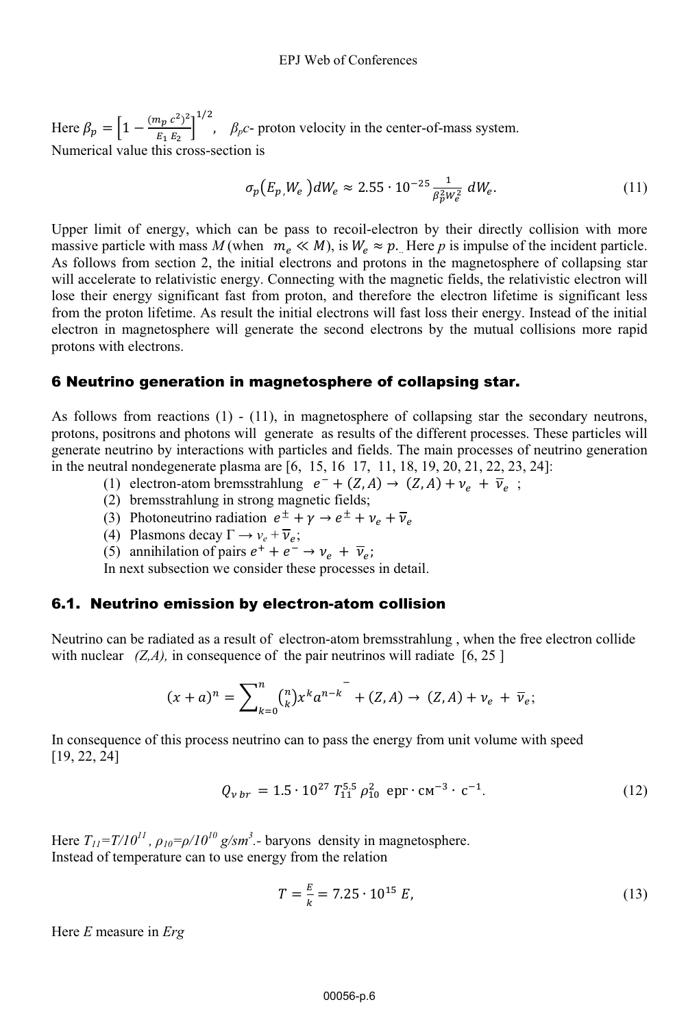Here $\beta_p = \left[1 - \frac{(m_p c^2)^2}{E_1 E_2}\right]^{1/2}$, $\beta_p c$- proton velocity in the center-of-mass system.
Numerical value this cross-section is

$$\sigma_p(E_p, W_e)dW_e \approx 2.55 \cdot 10^{-25} \frac{1}{\beta_p^2 W_e^2} dW_e. \tag{11}$$

Upper limit of energy, which can be pass to recoil-electron by their directly collision with more massive particle with mass $M$ (when $m_e \ll M$), is $W_e \approx p$. Here $p$ is impulse of the incident particle. As follows from section 2, the initial electrons and protons in the magnetosphere of collapsing star will accelerate to relativistic energy. Connecting with the magnetic fields, the relativistic electron will lose their energy significant fast from proton, and therefore the electron lifetime is significant less from the proton lifetime. As result the initial electrons will fast loss their energy. Instead of the initial electron in magnetosphere will generate the second electrons by the mutual collisions more rapid protons with electrons.

## 6 Neutrino generation in magnetosphere of collapsing star.

As follows from reactions (1) - (11), in magnetosphere of collapsing star the secondary neutrons, protons, positrons and photons will generate as results of the different processes. These particles will generate neutrino by interactions with particles and fields. The main processes of neutrino generation in the neutral nondegenerate plasma are [6, 15, 16 17, 11, 18, 19, 20, 21, 22, 23, 24]:

(1) electron-atom bremsstrahlung $e^- + (Z, A) \rightarrow (Z, A) + \nu_e + \bar{\nu}_e$ ;
(2) bremsstrahlung in strong magnetic fields;
(3) Photoneutrino radiation $e^{\pm} + \gamma \rightarrow e^{\pm} + \nu_e + \bar{\nu}_e$
(4) Plasmons decay $\Gamma \rightarrow \nu_e + \bar{\nu}_e$;
(5) annihilation of pairs $e^+ + e^- \rightarrow \nu_e + \bar{\nu}_e$;

In next subsection we consider these processes in detail.

### 6.1. Neutrino emission by electron-atom collision

Neutrino can be radiated as a result of electron-atom bremsstrahlung , when the free electron collide with nuclear *(Z,A),* in consequence of the pair neutrinos will radiate [6, 25 ]

$$(x+a)^n = \sum_{k=0}^{n} \binom{n}{k} x^k a^{n-k} {}^{-} + (Z, A) \rightarrow (Z, A) + \nu_e + \bar{\nu}_e;$$

In consequence of this process neutrino can to pass the energy from unit volume with speed [19, 22, 24]

$$Q_{\nu\, br} = 1.5 \cdot 10^{27}\, T_{11}^{5.5}\, \rho_{10}^2 \ \text{эрг} \cdot \text{см}^{-3} \cdot \text{с}^{-1}. \tag{12}$$

Here $T_{11} = T/10^{11}$, $\rho_{10} = \rho/10^{10}$ $g/sm^3$.- baryons density in magnetosphere.
Instead of temperature can to use energy from the relation

$$T = \frac{E}{k} = 7.25 \cdot 10^{15}\, E, \tag{13}$$

Here $E$ measure in *Erg*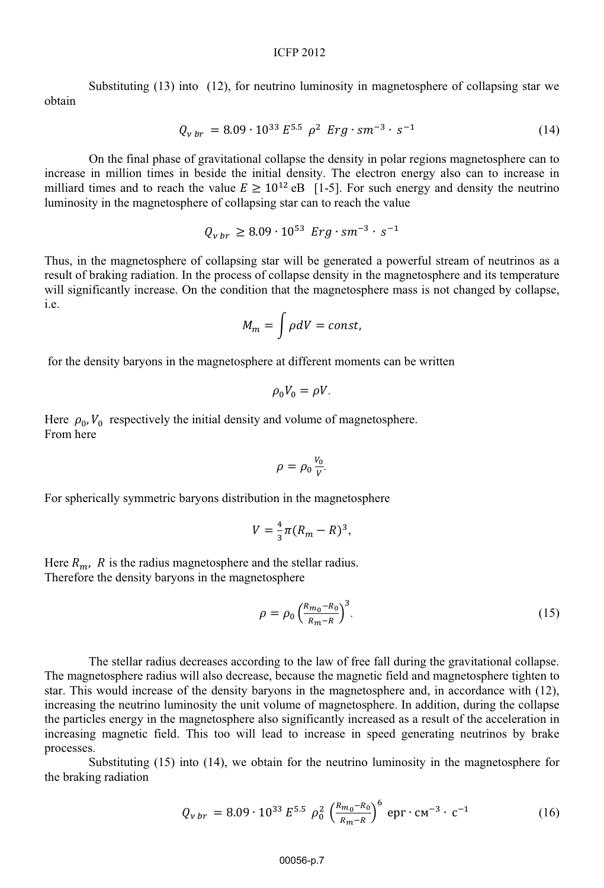Substituting (13) into (12), for neutrino luminosity in magnetosphere of collapsing star we obtain

$$Q_{\nu\, br} = 8.09 \cdot 10^{33}\, E^{5.5}\, \rho^2\ Erg \cdot sm^{-3} \cdot s^{-1} \tag{14}$$

On the final phase of gravitational collapse the density in polar regions magnetosphere can to increase in million times in beside the initial density. The electron energy also can to increase in milliard times and to reach the value $E \geq 10^{12}$ eB [1-5]. For such energy and density the neutrino luminosity in the magnetosphere of collapsing star can to reach the value

$$Q_{\nu\, br} \geq 8.09 \cdot 10^{53}\ Erg \cdot sm^{-3} \cdot s^{-1}$$

Thus, in the magnetosphere of collapsing star will be generated a powerful stream of neutrinos as a result of braking radiation. In the process of collapse density in the magnetosphere and its temperature will significantly increase. On the condition that the magnetosphere mass is not changed by collapse, i.e.

$$M_m = \int \rho dV = const,$$

for the density baryons in the magnetosphere at different moments can be written

$$\rho_0 V_0 = \rho V.$$

Here $\rho_0, V_0$ respectively the initial density and volume of magnetosphere.
From here

$$\rho = \rho_0 \frac{V_0}{V}.$$

For spherically symmetric baryons distribution in the magnetosphere

$$V = \frac{4}{3}\pi (R_m - R)^3,$$

Here $R_m,\ R$ is the radius magnetosphere and the stellar radius.
Therefore the density baryons in the magnetosphere

$$\rho = \rho_0 \left(\frac{R_{m_0} - R_0}{R_m - R}\right)^3. \tag{15}$$

The stellar radius decreases according to the law of free fall during the gravitational collapse. The magnetosphere radius will also decrease, because the magnetic field and magnetosphere tighten to star. This would increase of the density baryons in the magnetosphere and, in accordance with (12), increasing the neutrino luminosity the unit volume of magnetosphere. In addition, during the collapse the particles energy in the magnetosphere also significantly increased as a result of the acceleration in increasing magnetic field. This too will lead to increase in speed generating neutrinos by brake processes.

Substituting (15) into (14), we obtain for the neutrino luminosity in the magnetosphere for the braking radiation

$$Q_{\nu\, br} = 8.09 \cdot 10^{33}\, E^{5.5}\, \rho_0^2 \left(\frac{R_{m_0} - R_0}{R_m - R}\right)^6\ \text{эрг} \cdot \text{см}^{-3} \cdot \text{с}^{-1} \tag{16}$$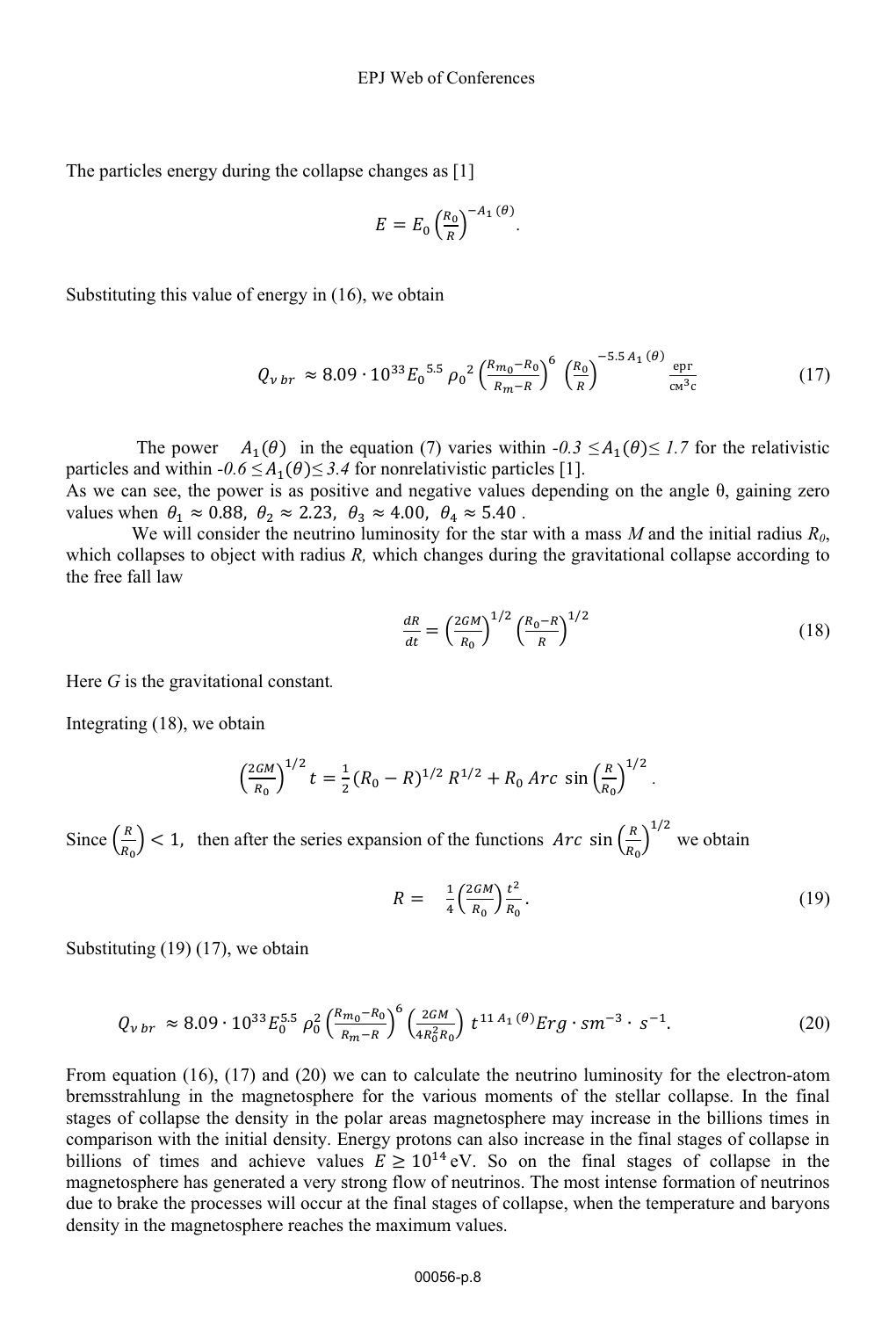The particles energy during the collapse changes as [1]

$$E = E_0 \left(\frac{R_0}{R}\right)^{-A_1(\theta)}.$$

Substituting this value of energy in (16), we obtain

$$Q_{\nu\, br} \approx 8.09 \cdot 10^{33} {E_0}^{5.5} {\rho_0}^2 \left(\frac{R_{m_0} - R_0}{R_m - R}\right)^6 \left(\frac{R_0}{R}\right)^{-5.5\, A_1(\theta)} \frac{\text{эрг}}{\text{см}^3\text{с}} \tag{17}$$

The power $A_1(\theta)$ in the equation (7) varies within $-0.3 \leq A_1(\theta) \leq 1.7$ for the relativistic particles and within $-0.6 \leq A_1(\theta) \leq 3.4$ for nonrelativistic particles [1].
As we can see, the power is as positive and negative values depending on the angle θ, gaining zero values when $\theta_1 \approx 0.88,\ \theta_2 \approx 2.23,\ \theta_3 \approx 4.00,\ \theta_4 \approx 5.40$ .

We will consider the neutrino luminosity for the star with a mass *M* and the initial radius $R_0$, which collapses to object with radius *R,* which changes during the gravitational collapse according to the free fall law

$$\frac{dR}{dt} = \left(\frac{2GM}{R_0}\right)^{1/2} \left(\frac{R_0 - R}{R}\right)^{1/2} \tag{18}$$

Here *G* is the gravitational constant*.*

Integrating (18), we obtain

$$\left(\frac{2GM}{R_0}\right)^{1/2} t = \frac{1}{2}(R_0 - R)^{1/2} R^{1/2} + R_0\, Arc\ \sin\left(\frac{R}{R_0}\right)^{1/2}.$$

Since $\left(\frac{R}{R_0}\right) < 1,$ then after the series expansion of the functions $Arc\ \sin\left(\frac{R}{R_0}\right)^{1/2}$ we obtain

$$R = \frac{1}{4}\left(\frac{2GM}{R_0}\right)\frac{t^2}{R_0}. \tag{19}$$

Substituting (19) (17), we obtain

$$Q_{\nu\, br} \approx 8.09 \cdot 10^{33} E_0^{5.5} \rho_0^2 \left(\frac{R_{m_0} - R_0}{R_m - R}\right)^6 \left(\frac{2GM}{4R_0^2 R_0}\right) t^{11\, A_1(\theta)} Erg \cdot sm^{-3} \cdot s^{-1}. \tag{20}$$

From equation (16), (17) and (20) we can to calculate the neutrino luminosity for the electron-atom bremsstrahlung in the magnetosphere for the various moments of the stellar collapse. In the final stages of collapse the density in the polar areas magnetosphere may increase in the billions times in comparison with the initial density. Energy protons can also increase in the final stages of collapse in billions of times and achieve values $E \geq 10^{14}$ eV. So on the final stages of collapse in the magnetosphere has generated a very strong flow of neutrinos. The most intense formation of neutrinos due to brake the processes will occur at the final stages of collapse, when the temperature and baryons density in the magnetosphere reaches the maximum values.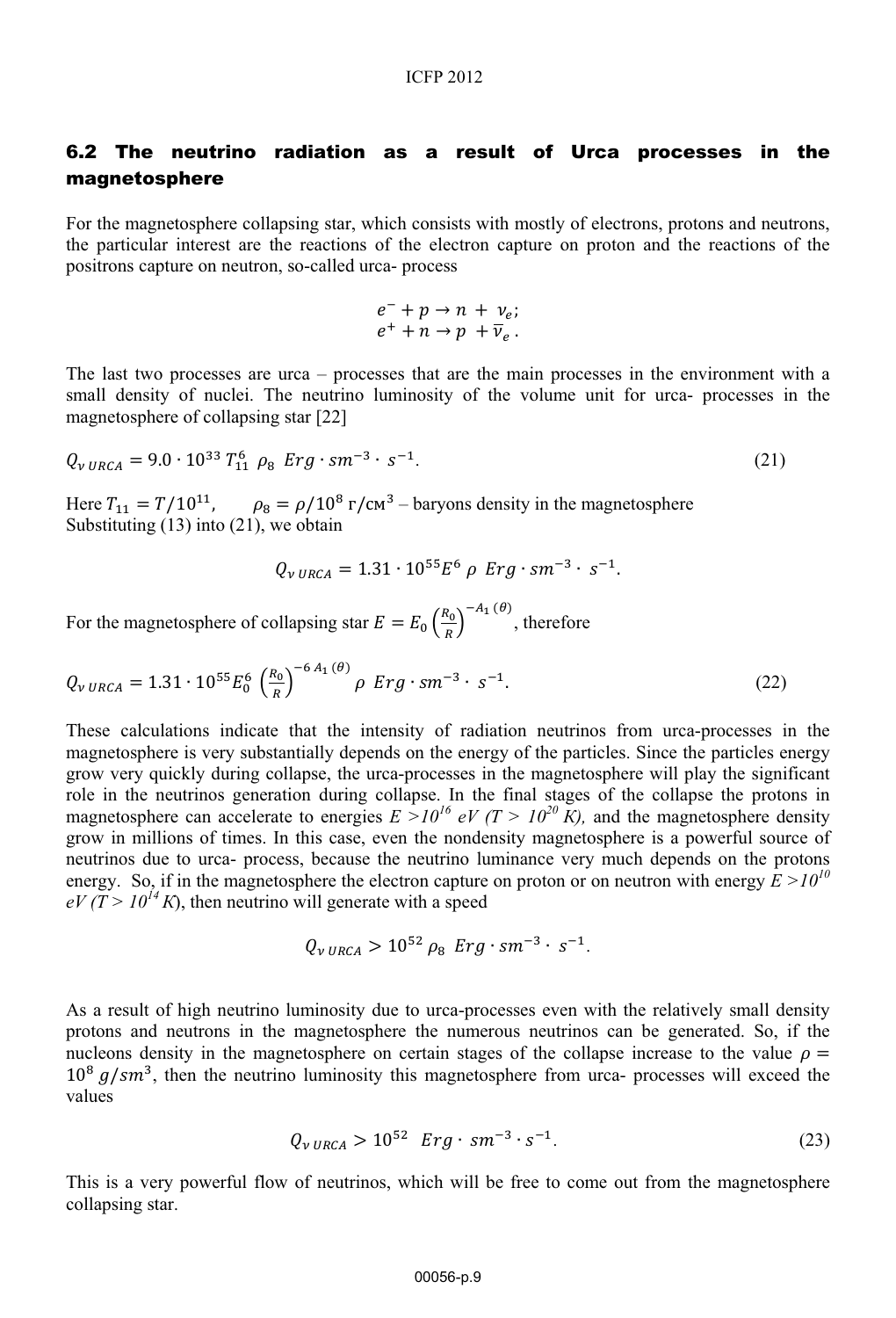## 6.2 The neutrino radiation as a result of Urca processes in the magnetosphere

For the magnetosphere collapsing star, which consists with mostly of electrons, protons and neutrons, the particular interest are the reactions of the electron capture on proton and the reactions of the positrons capture on neutron, so-called urca- process

$$e^- + p \rightarrow n + \nu_e;$$
$$e^+ + n \rightarrow p + \overline{\nu}_e.$$

The last two processes are urca – processes that are the main processes in the environment with a small density of nuclei. The neutrino luminosity of the volume unit for urca- processes in the magnetosphere of collapsing star [22]

$$Q_{\nu\, URCA} = 9.0 \cdot 10^{33}\, T_{11}^6\, \rho_8\;\; Erg \cdot sm^{-3} \cdot\, s^{-1}. \tag{21}$$

Here $T_{11} = T/10^{11}$, $\rho_8 = \rho/10^8$ г/см$^3$ – baryons density in the magnetosphere
Substituting (13) into (21), we obtain

$$Q_{\nu\, URCA} = 1.31 \cdot 10^{55} E^6\, \rho\;\; Erg \cdot sm^{-3} \cdot\, s^{-1}.$$

For the magnetosphere of collapsing star $E = E_0 \left(\frac{R_0}{R}\right)^{-A_1(\theta)}$, therefore

$$Q_{\nu\, URCA} = 1.31 \cdot 10^{55} E_0^6 \left(\frac{R_0}{R}\right)^{-6\, A_1(\theta)} \rho\;\; Erg \cdot sm^{-3} \cdot\, s^{-1}. \tag{22}$$

These calculations indicate that the intensity of radiation neutrinos from urca-processes in the magnetosphere is very substantially depends on the energy of the particles. Since the particles energy grow very quickly during collapse, the urca-processes in the magnetosphere will play the significant role in the neutrinos generation during collapse. In the final stages of the collapse the protons in magnetosphere can accelerate to energies *$E > 10^{16}$ eV ($T > 10^{20}$ K),* and the magnetosphere density grow in millions of times. In this case, even the nondensity magnetosphere is a powerful source of neutrinos due to urca- process, because the neutrino luminance very much depends on the protons energy. So, if in the magnetosphere the electron capture on proton or on neutron with energy *$E > 10^{10}$ eV ($T > 10^{14}$ K)*, then neutrino will generate with a speed

$$Q_{\nu\, URCA} > 10^{52}\, \rho_8\;\; Erg \cdot sm^{-3} \cdot\, s^{-1}.$$

As a result of high neutrino luminosity due to urca-processes even with the relatively small density protons and neutrons in the magnetosphere the numerous neutrinos can be generated. So, if the nucleons density in the magnetosphere on certain stages of the collapse increase to the value $\rho = 10^8\; g/sm^3$, then the neutrino luminosity this magnetosphere from urca- processes will exceed the values

$$Q_{\nu\, URCA} > 10^{52}\;\; Erg \cdot sm^{-3} \cdot s^{-1}. \tag{23}$$

This is a very powerful flow of neutrinos, which will be free to come out from the magnetosphere collapsing star.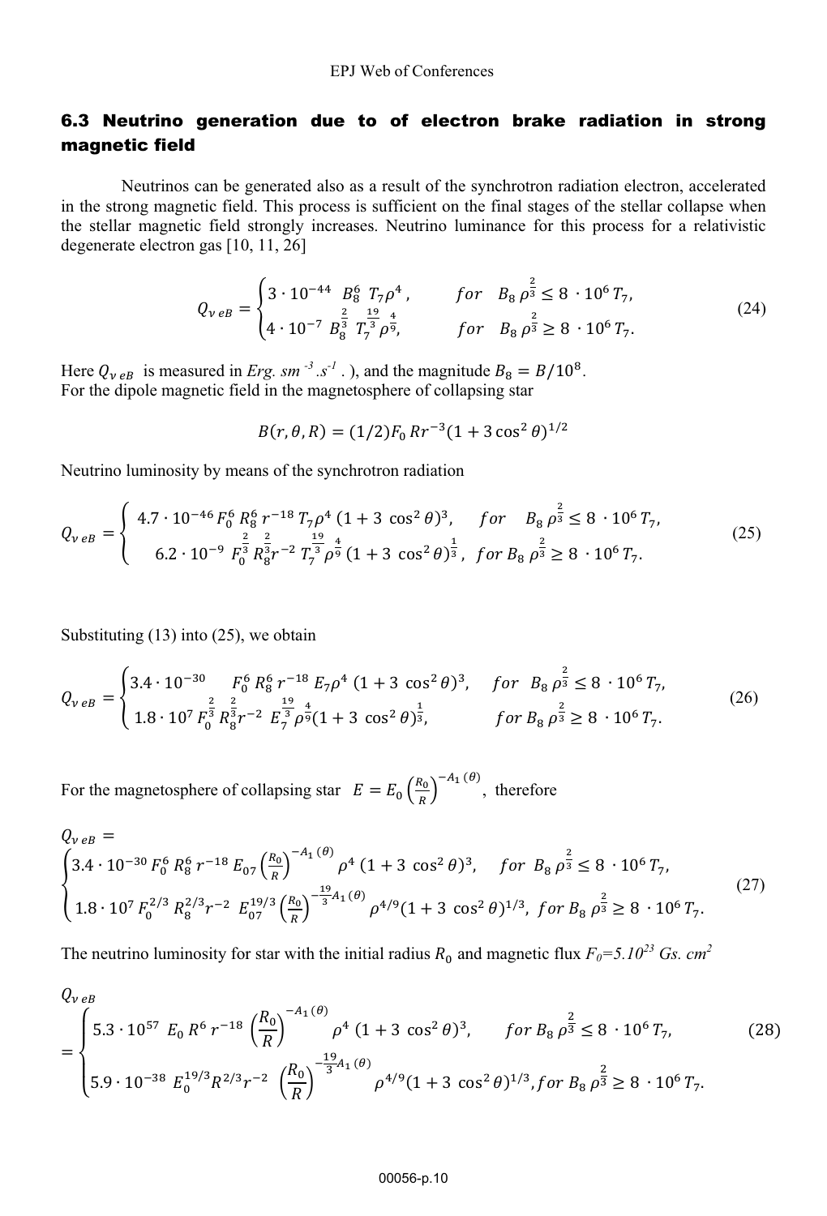### 6.3 Neutrino generation due to of electron brake radiation in strong magnetic field

Neutrinos can be generated also as a result of the synchrotron radiation electron, accelerated in the strong magnetic field. This process is sufficient on the final stages of the stellar collapse when the stellar magnetic field strongly increases. Neutrino luminance for this process for a relativistic degenerate electron gas [10, 11, 26]

$$
Q_{\nu eB} = \begin{cases} 3 \cdot 10^{-44}\ B_8^6\ T_7 \rho^4, & for\quad B_8\, \rho^{\frac{2}{3}} \le 8\ \cdot 10^6\, T_7, \\ 4 \cdot 10^{-7}\ B_8^{\frac{2}{3}}\ T_7^{\frac{19}{3}} \rho^{\frac{4}{9}}, & for\quad B_8\, \rho^{\frac{2}{3}} \ge 8\ \cdot 10^6\, T_7. \end{cases} \tag{24}
$$

Here $Q_{\nu eB}$ is measured in *Erg. sm* $^{-3}$ *.s* $^{-1}$ . ), and the magnitude $B_8 = B/10^8$.
For the dipole magnetic field in the magnetosphere of collapsing star

$$
B(r,\theta,R) = (1/2)F_0\, R r^{-3}(1+3\cos^2\theta)^{1/2}
$$

Neutrino luminosity by means of the synchrotron radiation

$$
Q_{\nu eB} = \begin{cases} 4.7 \cdot 10^{-46}\, F_0^6\, R_8^6\, r^{-18}\, T_7 \rho^4\, (1+3\ \cos^2\theta)^3, & for\quad B_8\, \rho^{\frac{2}{3}} \le 8\ \cdot 10^6\, T_7, \\ 6.2 \cdot 10^{-9}\ F_0^{\frac{2}{3}}\, R_8^{\frac{2}{3}} r^{-2}\ T_7^{\frac{19}{3}} \rho^{\frac{4}{9}}\, (1+3\ \cos^2\theta)^{\frac{1}{3}}, & for\, B_8\, \rho^{\frac{2}{3}} \ge 8\ \cdot 10^6\, T_7. \end{cases} \tag{25}
$$

Substituting (13) into (25), we obtain

$$
Q_{\nu eB} = \begin{cases} 3.4 \cdot 10^{-30}\quad F_0^6\, R_8^6\, r^{-18}\, E_7 \rho^4\, (1+3\ \cos^2\theta)^3, & for\quad B_8\, \rho^{\frac{2}{3}} \le 8\ \cdot 10^6\, T_7, \\ 1.8 \cdot 10^7\, F_0^{\frac{2}{3}}\, R_8^{\frac{2}{3}} r^{-2}\ E_7^{\frac{19}{3}} \rho^{\frac{4}{9}} (1+3\ \cos^2\theta)^{\frac{1}{3}}, & for\, B_8\, \rho^{\frac{2}{3}} \ge 8\ \cdot 10^6\, T_7. \end{cases} \tag{26}
$$

For the magnetosphere of collapsing star $E = E_0 \left(\frac{R_0}{R}\right)^{-A_1(\theta)}$, therefore

$$
Q_{\nu eB} = \begin{cases} 3.4 \cdot 10^{-30}\, F_0^6\, R_8^6\, r^{-18}\, E_{07} \left(\frac{R_0}{R}\right)^{-A_1(\theta)} \rho^4\, (1+3\ \cos^2\theta)^3, & for\ B_8\, \rho^{\frac{2}{3}} \le 8\ \cdot 10^6\, T_7, \\ 1.8 \cdot 10^7\, F_0^{2/3}\, R_8^{2/3} r^{-2}\ E_{07}^{19/3} \left(\frac{R_0}{R}\right)^{-\frac{19}{3}A_1(\theta)} \rho^{4/9} (1+3\ \cos^2\theta)^{1/3}, & for\ B_8\, \rho^{\frac{2}{3}} \ge 8\ \cdot 10^6\, T_7. \end{cases} \tag{27}
$$

The neutrino luminosity for star with the initial radius $R_0$ and magnetic flux $F_0=5.10^{23}$ *Gs. cm* $^2$

$$
Q_{\nu eB} = \begin{cases} 5.3 \cdot 10^{57}\ E_0\, R^6\, r^{-18} \left(\frac{R_0}{R}\right)^{-A_1(\theta)} \rho^4\, (1+3\ \cos^2\theta)^3, & for\ B_8\, \rho^{\frac{2}{3}} \le 8\ \cdot 10^6\, T_7, \\ 5.9 \cdot 10^{-38}\ E_0^{19/3} R^{2/3} r^{-2} \left(\frac{R_0}{R}\right)^{-\frac{19}{3}A_1(\theta)} \rho^{4/9} (1+3\ \cos^2\theta)^{1/3}, & for\ B_8\, \rho^{\frac{2}{3}} \ge 8\ \cdot 10^6\, T_7. \end{cases} \tag{28}
$$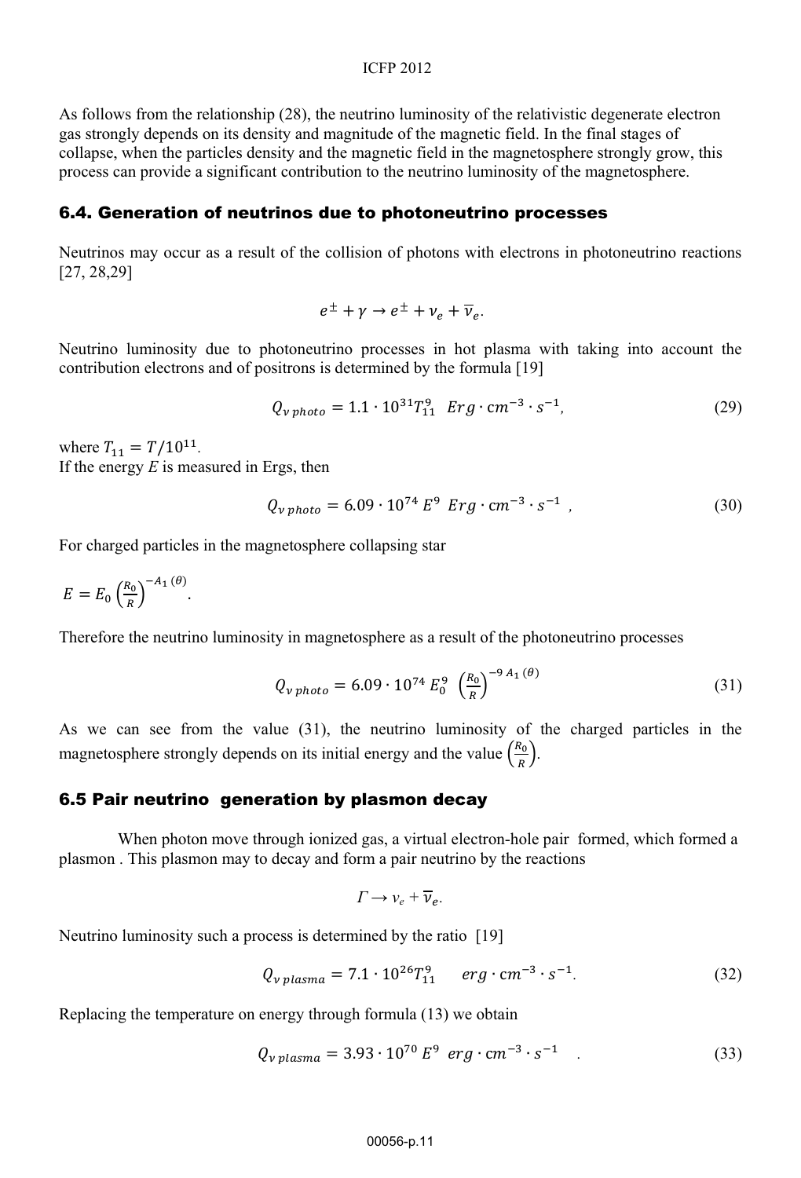As follows from the relationship (28), the neutrino luminosity of the relativistic degenerate electron gas strongly depends on its density and magnitude of the magnetic field. In the final stages of collapse, when the particles density and the magnetic field in the magnetosphere strongly grow, this process can provide a significant contribution to the neutrino luminosity of the magnetosphere.

## 6.4. Generation of neutrinos due to photoneutrino processes

Neutrinos may occur as a result of the collision of photons with electrons in photoneutrino reactions [27, 28,29]

$$e^{\pm} + \gamma \rightarrow e^{\pm} + \nu_e + \overline{\nu}_e.$$

Neutrino luminosity due to photoneutrino processes in hot plasma with taking into account the contribution electrons and of positrons is determined by the formula [19]

$$Q_{\nu\,photo} = 1.1 \cdot 10^{31} T_{11}^{9} \;\; Erg \cdot \text{cm}^{-3} \cdot s^{-1}, \tag{29}$$

where $T_{11} = T/10^{11}$.

If the energy $E$ is measured in Ergs, then

$$Q_{\nu\,photo} = 6.09 \cdot 10^{74}\, E^{9} \;\; Erg \cdot \text{cm}^{-3} \cdot s^{-1} \;, \tag{30}$$

For charged particles in the magnetosphere collapsing star

$$E = E_0 \left(\frac{R_0}{R}\right)^{-A_1(\theta)}.$$

Therefore the neutrino luminosity in magnetosphere as a result of the photoneutrino processes

$$Q_{\nu\,photo} = 6.09 \cdot 10^{74}\, E_0^{9} \;\left(\frac{R_0}{R}\right)^{-9\,A_1(\theta)} \tag{31}$$

As we can see from the value (31), the neutrino luminosity of the charged particles in the magnetosphere strongly depends on its initial energy and the value $\left(\frac{R_0}{R}\right)$.

## 6.5 Pair neutrino generation by plasmon decay

When photon move through ionized gas, a virtual electron-hole pair formed, which formed a plasmon . This plasmon may to decay and form a pair neutrino by the reactions

$$\Gamma \rightarrow \nu_e + \overline{\nu}_e.$$

Neutrino luminosity such a process is determined by the ratio [19]

$$Q_{\nu\,plasma} = 7.1 \cdot 10^{26} T_{11}^{9} \qquad erg \cdot cm^{-3} \cdot s^{-1}. \tag{32}$$

Replacing the temperature on energy through formula (13) we obtain

$$Q_{\nu\,plasma} = 3.93 \cdot 10^{70}\, E^{9} \;\; erg \cdot \text{cm}^{-3} \cdot s^{-1} \quad . \tag{33}$$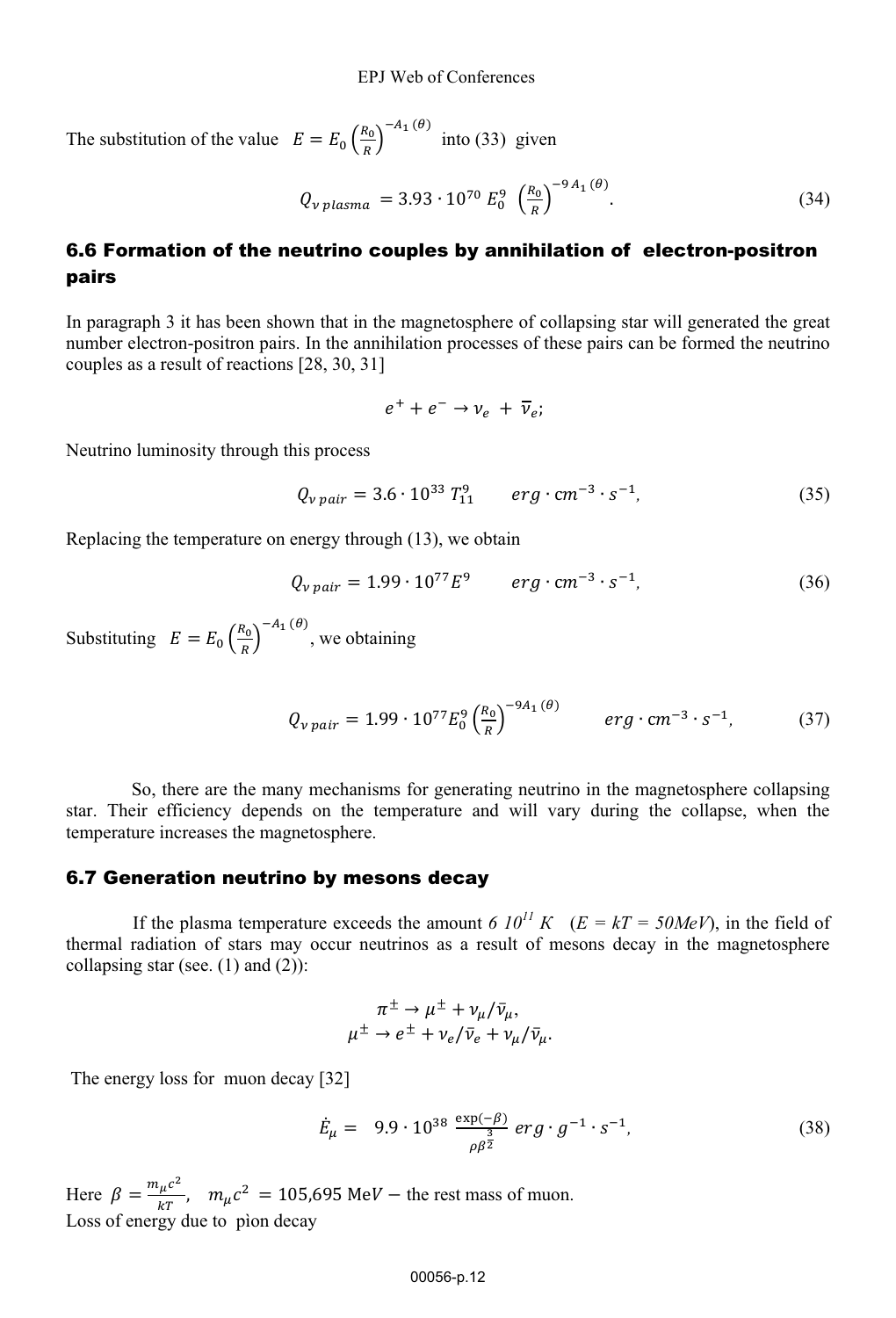The substitution of the value $E = E_0 \left(\frac{R_0}{R}\right)^{-A_1(\theta)}$ into (33) given

$$Q_{\nu\, plasma} = 3.93 \cdot 10^{70}\, E_0^9 \left(\frac{R_0}{R}\right)^{-9A_1(\theta)}. \tag{34}$$

### 6.6 Formation of the neutrino couples by annihilation of electron-positron pairs

In paragraph 3 it has been shown that in the magnetosphere of collapsing star will generated the great number electron-positron pairs. In the annihilation processes of these pairs can be formed the neutrino couples as a result of reactions [28, 30, 31]

$$e^+ + e^- \rightarrow \nu_e + \bar{\nu}_e;$$

Neutrino luminosity through this process

$$Q_{\nu\, pair} = 3.6 \cdot 10^{33}\, T_{11}^9 \qquad erg \cdot \mathrm{cm}^{-3} \cdot s^{-1}, \tag{35}$$

Replacing the temperature on energy through (13), we obtain

$$Q_{\nu\, pair} = 1.99 \cdot 10^{77} E^9 \qquad erg \cdot \mathrm{cm}^{-3} \cdot s^{-1}, \tag{36}$$

Substituting $E = E_0 \left(\frac{R_0}{R}\right)^{-A_1(\theta)}$, we obtaining

$$Q_{\nu\, pair} = 1.99 \cdot 10^{77} E_0^9 \left(\frac{R_0}{R}\right)^{-9A_1(\theta)} \qquad erg \cdot \mathrm{cm}^{-3} \cdot s^{-1}, \tag{37}$$

So, there are the many mechanisms for generating neutrino in the magnetosphere collapsing star. Their efficiency depends on the temperature and will vary during the collapse, when the temperature increases the magnetosphere.

### 6.7 Generation neutrino by mesons decay

If the plasma temperature exceeds the amount $6\ 10^{11}\ K$ ($E = kT = 50MeV$), in the field of thermal radiation of stars may occur neutrinos as a result of mesons decay in the magnetosphere collapsing star (see. (1) and (2)):

$$\pi^{\pm} \rightarrow \mu^{\pm} + \nu_\mu/\bar{\nu}_\mu,$$
$$\mu^{\pm} \rightarrow e^{\pm} + \nu_e/\bar{\nu}_e + \nu_\mu/\bar{\nu}_\mu.$$

The energy loss for muon decay [32]

$$\dot{E}_\mu = \ 9.9 \cdot 10^{38}\, \frac{\exp(-\beta)}{\rho \beta^{\frac{3}{2}}}\, erg \cdot g^{-1} \cdot s^{-1}, \tag{38}$$

Here $\beta = \frac{m_\mu c^2}{kT}$, $m_\mu c^2 = 105{,}695\ \mathrm{MeV}$ – the rest mass of muon.
Loss of energy due to pìon decay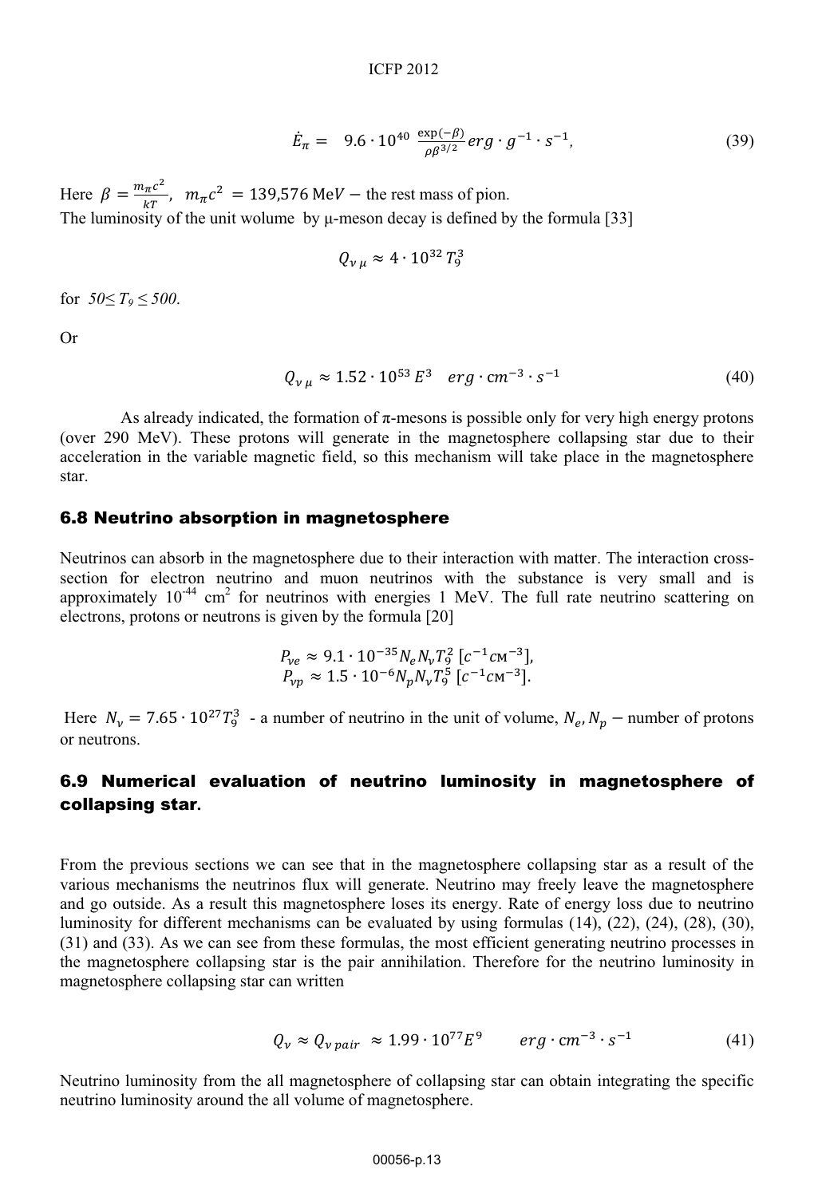$$\dot{E}_{\pi} = \quad 9.6 \cdot 10^{40} \ \frac{\exp(-\beta)}{\rho\beta^{3/2}} erg \cdot g^{-1} \cdot s^{-1}, \tag{39}$$

Here $\beta = \frac{m_{\pi}c^2}{kT}$, $m_{\pi}c^2 = 139{,}576 \text{ MeV}$ – the rest mass of pion.

The luminosity of the unit wolume by μ-meson decay is defined by the formula [33]

$$Q_{\nu\,\mu} \approx 4 \cdot 10^{32}\, T_9^3$$

for $50 \leq T_9 \leq 500$.

Or

$$Q_{\nu\,\mu} \approx 1.52 \cdot 10^{53}\, E^3 \quad erg \cdot \text{cm}^{-3} \cdot s^{-1} \tag{40}$$

As already indicated, the formation of π-mesons is possible only for very high energy protons (over 290 MeV). These protons will generate in the magnetosphere collapsing star due to their acceleration in the variable magnetic field, so this mechanism will take place in the magnetosphere star.

### 6.8 Neutrino absorption in magnetosphere

Neutrinos can absorb in the magnetosphere due to their interaction with matter. The interaction cross-section for electron neutrino and muon neutrinos with the substance is very small and is approximately $10^{-44}$ cm$^2$ for neutrinos with energies 1 MeV. The full rate neutrino scattering on electrons, protons or neutrons is given by the formula [20]

$$P_{\nu e} \approx 9.1 \cdot 10^{-35} N_e N_\nu T_9^2 \ [c^{-1}\text{см}^{-3}],$$
$$P_{\nu p} \approx 1.5 \cdot 10^{-6} N_p N_\nu T_9^5 \ [c^{-1}\text{см}^{-3}].$$

Here $N_\nu = 7.65 \cdot 10^{27} T_9^3$ - a number of neutrino in the unit of volume, $N_e, N_p$ – number of protons or neutrons.

### 6.9 Numerical evaluation of neutrino luminosity in magnetosphere of collapsing star.

From the previous sections we can see that in the magnetosphere collapsing star as a result of the various mechanisms the neutrinos flux will generate. Neutrino may freely leave the magnetosphere and go outside. As a result this magnetosphere loses its energy. Rate of energy loss due to neutrino luminosity for different mechanisms can be evaluated by using formulas (14), (22), (24), (28), (30), (31) and (33). As we can see from these formulas, the most efficient generating neutrino processes in the magnetosphere collapsing star is the pair annihilation. Therefore for the neutrino luminosity in magnetosphere collapsing star can written

$$Q_\nu \approx Q_{\nu\, pair} \ \approx 1.99 \cdot 10^{77} E^9 \qquad erg \cdot \text{cm}^{-3} \cdot s^{-1} \tag{41}$$

Neutrino luminosity from the all magnetosphere of collapsing star can obtain integrating the specific neutrino luminosity around the all volume of magnetosphere.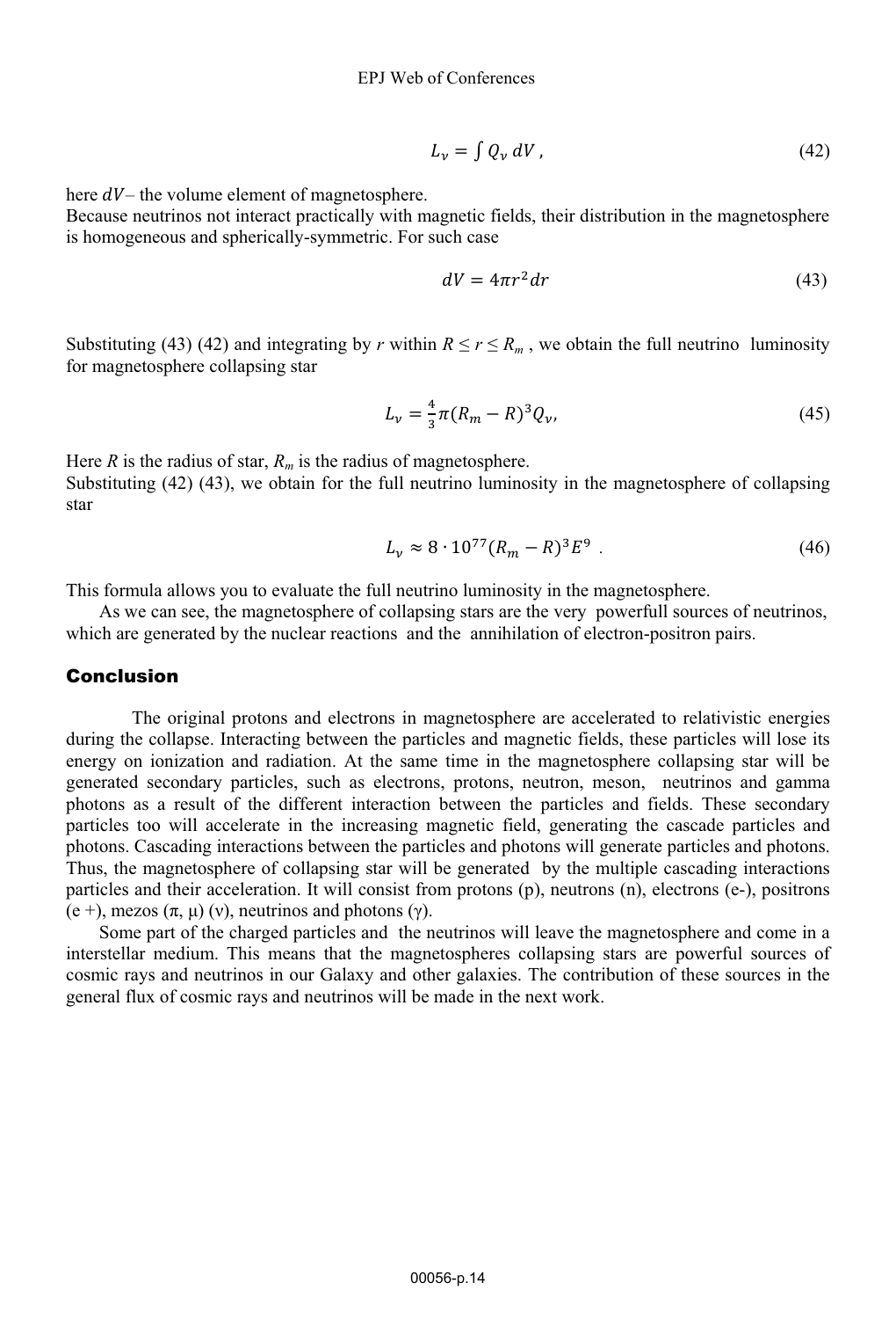$$L_\nu = \int Q_\nu \, dV \,, \tag{42}$$

here $dV$– the volume element of magnetosphere.
Because neutrinos not interact practically with magnetic fields, their distribution in the magnetosphere is homogeneous and spherically-symmetric. For such case

$$dV = 4\pi r^2 dr \tag{43}$$

Substituting (43) (42) and integrating by $r$ within $R \leq r \leq R_m$ , we obtain the full neutrino luminosity for magnetosphere collapsing star

$$L_\nu = \frac{4}{3}\pi (R_m - R)^3 Q_\nu, \tag{45}$$

Here $R$ is the radius of star, $R_m$ is the radius of magnetosphere.
Substituting (42) (43), we obtain for the full neutrino luminosity in the magnetosphere of collapsing star

$$L_\nu \approx 8 \cdot 10^{77} (R_m - R)^3 E^9 \ . \tag{46}$$

This formula allows you to evaluate the full neutrino luminosity in the magnetosphere.

As we can see, the magnetosphere of collapsing stars are the very powerfull sources of neutrinos, which are generated by the nuclear reactions and the annihilation of electron-positron pairs.

## Conclusion

The original protons and electrons in magnetosphere are accelerated to relativistic energies during the collapse. Interacting between the particles and magnetic fields, these particles will lose its energy on ionization and radiation. At the same time in the magnetosphere collapsing star will be generated secondary particles, such as electrons, protons, neutron, meson, neutrinos and gamma photons as a result of the different interaction between the particles and fields. These secondary particles too will accelerate in the increasing magnetic field, generating the cascade particles and photons. Cascading interactions between the particles and photons will generate particles and photons. Thus, the magnetosphere of collapsing star will be generated by the multiple cascading interactions particles and their acceleration. It will consist from protons (p), neutrons (n), electrons (e-), positrons (e +), mezos (π, μ) (ν), neutrinos and photons (γ).

Some part of the charged particles and the neutrinos will leave the magnetosphere and come in a interstellar medium. This means that the magnetospheres collapsing stars are powerful sources of cosmic rays and neutrinos in our Galaxy and other galaxies. The contribution of these sources in the general flux of cosmic rays and neutrinos will be made in the next work.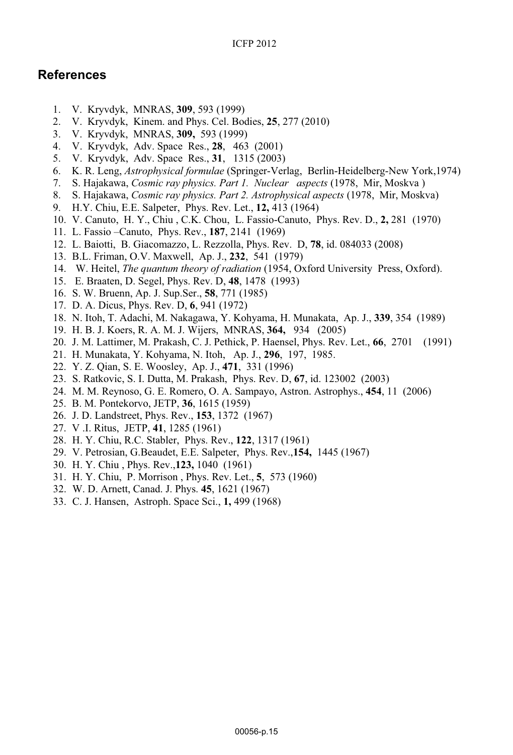## References

1. V. Kryvdyk, MNRAS, **309**, 593 (1999)
2. V. Kryvdyk, Kinem. and Phys. Cel. Bodies, **25**, 277 (2010)
3. V. Kryvdyk, MNRAS, **309,** 593 (1999)
4. V. Kryvdyk, Adv. Space Res., **28**, 463 (2001)
5. V. Kryvdyk, Adv. Space Res., **31**, 1315 (2003)
6. K. R. Leng, *Astrophysical formulae* (Springer-Verlag, Berlin-Heidelberg-New York,1974)
7. S. Hajakawa, *Cosmic ray physics. Part 1. Nuclear aspects* (1978, Mir, Moskva )
8. S. Hajakawa, *Cosmic ray physics. Part 2. Astrophysical aspects* (1978, Mir, Moskva)
9. H.Y. Chiu, E.E. Salpeter, Phys. Rev. Let., **12,** 413 (1964)
10. V. Canuto, H. Y., Chiu , C.K. Chou, L. Fassio-Canuto, Phys. Rev. D., **2,** 281 (1970)
11. L. Fassio –Canuto, Phys. Rev., **187**, 2141 (1969)
12. L. Baiotti, B. Giacomazzo, L. Rezzolla, Phys. Rev. D, **78**, id. 084033 (2008)
13. B.L. Friman, O.V. Maxwell, Ap. J., **232**, 541 (1979)
14. W. Heitel, *The quantum theory of radiation* (1954, Oxford University Press, Oxford).
15. E. Braaten, D. Segel, Phys. Rev. D, **48**, 1478 (1993)
16. S. W. Bruenn, Ap. J. Sup.Ser., **58**, 771 (1985)
17. D. A. Dicus, Phys. Rev. D, **6**, 941 (1972)
18. N. Itoh, T. Adachi, M. Nakagawa, Y. Kohyama, H. Munakata, Ap. J., **339**, 354 (1989)
19. H. B. J. Koers, R. A. M. J. Wijers, MNRAS, **364,** 934 (2005)
20. J. M. Lattimer, M. Prakash, C. J. Pethick, P. Haensel, Phys. Rev. Let., **66**, 2701 (1991)
21. H. Munakata, Y. Kohyama, N. Itoh, Ap. J., **296**, 197, 1985.
22. Y. Z. Qian, S. E. Woosley, Ap. J., **471**, 331 (1996)
23. S. Ratkovic, S. I. Dutta, M. Prakash, Phys. Rev. D, **67**, id. 123002 (2003)
24. M. M. Reynoso, G. E. Romero, O. A. Sampayo, Astron. Astrophys., **454**, 11 (2006)
25. B. M. Pontekorvo, JETP, **36**, 1615 (1959)
26. J. D. Landstreet, Phys. Rev., **153**, 1372 (1967)
27. V .I. Ritus, JETP, **41**, 1285 (1961)
28. H. Y. Chiu, R.C. Stabler, Phys. Rev., **122**, 1317 (1961)
29. V. Petrosian, G.Beaudet, E.E. Salpeter, Phys. Rev.,**154,** 1445 (1967)
30. H. Y. Chiu , Phys. Rev.,**123,** 1040 (1961)
31. H. Y. Chiu, P. Morrison , Phys. Rev. Let., **5**, 573 (1960)
32. W. D. Arnett, Canad. J. Phys. **45**, 1621 (1967)
33. C. J. Hansen, Astroph. Space Sci., **1,** 499 (1968)